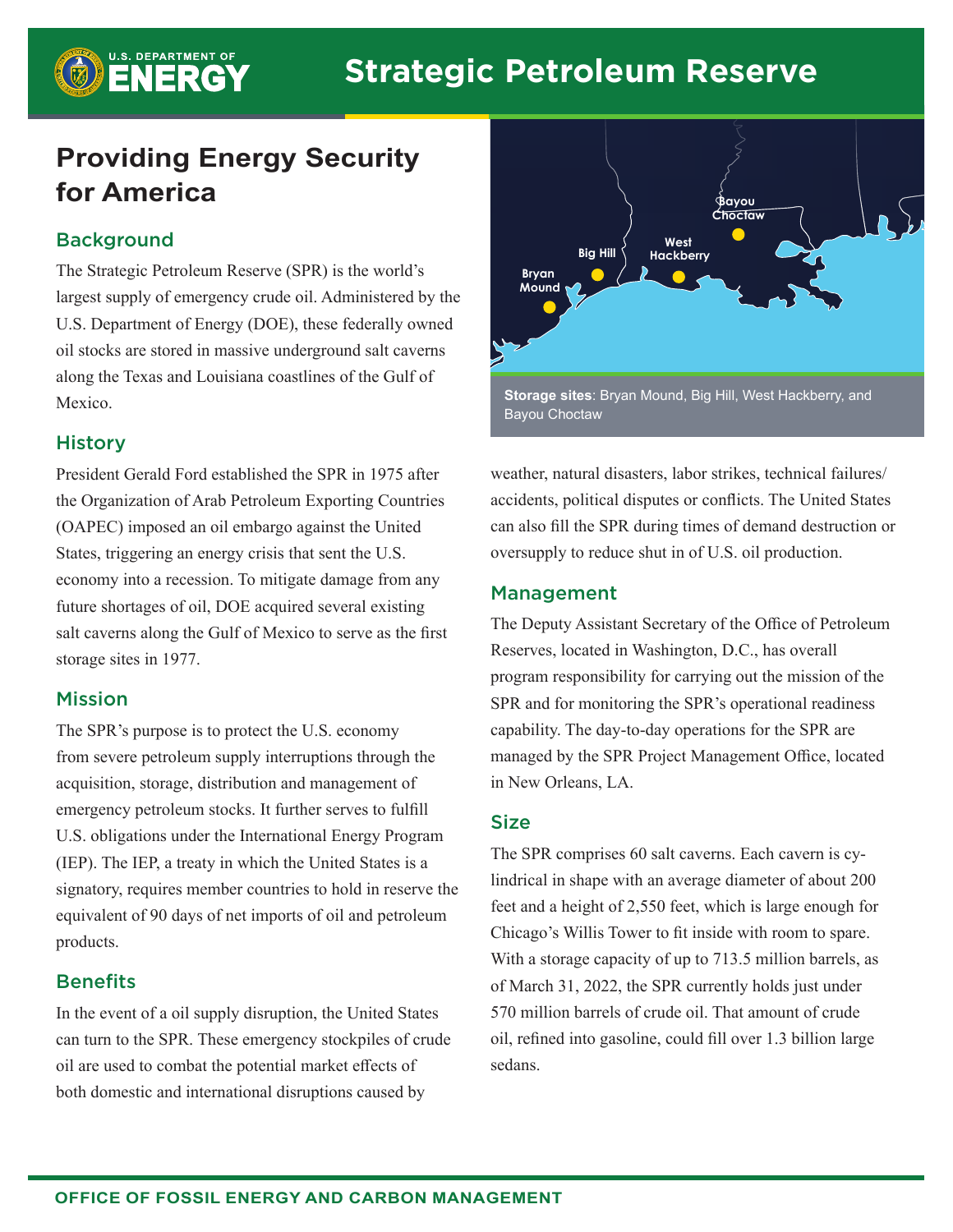# Strategic Petroleum Reserve

## Providing Energy Security for America

### Background

The Strategic Petroleum Reserve (SPR) is the world's largest supply of emergency crude oil. Administered by the U.S. Department of Energy (DOE), these federally owned oil stocks are stored in massive underground salt caverns along the Texas and Louisiana coastlines of the Gulf of Mexico.

### History

President Gerald Ford established the SPR in 1975 after the Organization of Arab Petroleum Exporting Countries (OAPEC) imposed an oil embargo against the United States, triggering an energy crisis that sent the U.S. economy into a recession. To mitigate damage from any future shortages of oil, DOE acquired several existing salt caverns along the Gulf of Mexico to serve as the first storage sites in 1977.

### Mission

The SPR's purpose is to protect the U.S. economy from severe petroleum supply interruptions through the acquisition, storage, distribution and management of emergency petroleum stocks. It further serves to fulfill U.S. obligations under the International Energy Program (IEP). The IEP, a treaty in which the United States is a signatory, requires member countries to hold in reserve the equivalent of 90 days of net imports of oil and petroleum products.

### Benefits

In the event of a oil supply disruption, the United States can turn to the SPR. These emergency stockpiles of crude oil are used to combat the potential market effects of both domestic and international disruptions caused by weather, natural disasters, labor strikes, technical failures/accidents, political disputes or conflicts. The United States can also fill the SPR during times of demand destruction or oversupply to reduce shut in of U.S. oil production.

**Storage sites**: Bryan Mound, Big Hill, West Hackberry, and Bayou Choctaw

### Management

The Deputy Assistant Secretary of the Office of Petroleum Reserves, located in Washington, D.C., has overall program responsibility for carrying out the mission of the SPR and for monitoring the SPR's operational readiness capability. The day-to-day operations for the SPR are managed by the SPR Project Management Office, located in New Orleans, LA.

### Size

The SPR comprises 60 salt caverns. Each cavern is cylindrical in shape with an average diameter of about 200 feet and a height of 2,550 feet, which is large enough for Chicago's Willis Tower to fit inside with room to spare. With a storage capacity of up to 713.5 million barrels, as of March 31, 2022, the SPR currently holds just under 570 million barrels of crude oil. That amount of crude oil, refined into gasoline, could fill over 1.3 billion large sedans.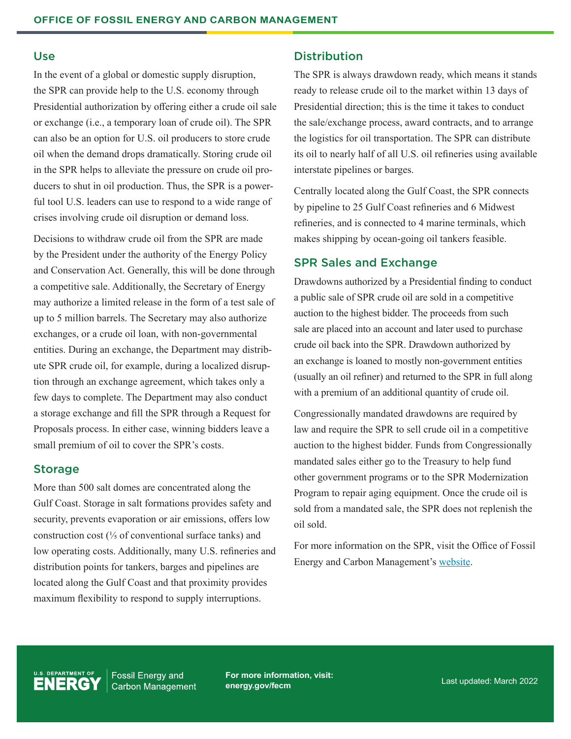## Use

In the event of a global or domestic supply disruption, the SPR can provide help to the U.S. economy through Presidential authorization by offering either a crude oil sale or exchange (i.e., a temporary loan of crude oil). The SPR can also be an option for U.S. oil producers to store crude oil when the demand drops dramatically. Storing crude oil in the SPR helps to alleviate the pressure on crude oil producers to shut in oil production. Thus, the SPR is a powerful tool U.S. leaders can use to respond to a wide range of crises involving crude oil disruption or demand loss.

Decisions to withdraw crude oil from the SPR are made by the President under the authority of the Energy Policy and Conservation Act. Generally, this will be done through a competitive sale. Additionally, the Secretary of Energy may authorize a limited release in the form of a test sale of up to 5 million barrels. The Secretary may also authorize exchanges, or a crude oil loan, with non-governmental entities. During an exchange, the Department may distribute SPR crude oil, for example, during a localized disruption through an exchange agreement, which takes only a few days to complete. The Department may also conduct a storage exchange and fill the SPR through a Request for Proposals process. In either case, winning bidders leave a small premium of oil to cover the SPR's costs.

## Storage

More than 500 salt domes are concentrated along the Gulf Coast. Storage in salt formations provides safety and security, prevents evaporation or air emissions, offers low construction cost (⅕ of conventional surface tanks) and low operating costs. Additionally, many U.S. refineries and distribution points for tankers, barges and pipelines are located along the Gulf Coast and that proximity provides maximum flexibility to respond to supply interruptions.

## Distribution

The SPR is always drawdown ready, which means it stands ready to release crude oil to the market within 13 days of Presidential direction; this is the time it takes to conduct the sale/exchange process, award contracts, and to arrange the logistics for oil transportation. The SPR can distribute its oil to nearly half of all U.S. oil refineries using available interstate pipelines or barges.

Centrally located along the Gulf Coast, the SPR connects by pipeline to 25 Gulf Coast refineries and 6 Midwest refineries, and is connected to 4 marine terminals, which makes shipping by ocean-going oil tankers feasible.

## SPR Sales and Exchange

Drawdowns authorized by a Presidential finding to conduct a public sale of SPR crude oil are sold in a competitive auction to the highest bidder. The proceeds from such sale are placed into an account and later used to purchase crude oil back into the SPR. Drawdown authorized by an exchange is loaned to mostly non-government entities (usually an oil refiner) and returned to the SPR in full along with a premium of an additional quantity of crude oil.

Congressionally mandated drawdowns are required by law and require the SPR to sell crude oil in a competitive auction to the highest bidder. Funds from Congressionally mandated sales either go to the Treasury to help fund other government programs or to the SPR Modernization Program to repair aging equipment. Once the crude oil is sold from a mandated sale, the SPR does not replenish the oil sold.

For more information on the SPR, visit the Office of Fossil Energy and Carbon Management's website.

U.S. DEPARTMENT OF ENERGY | Fossil Energy and Carbon Management

**For more information, visit: energy.gov/fecm**

Last updated: March 2022